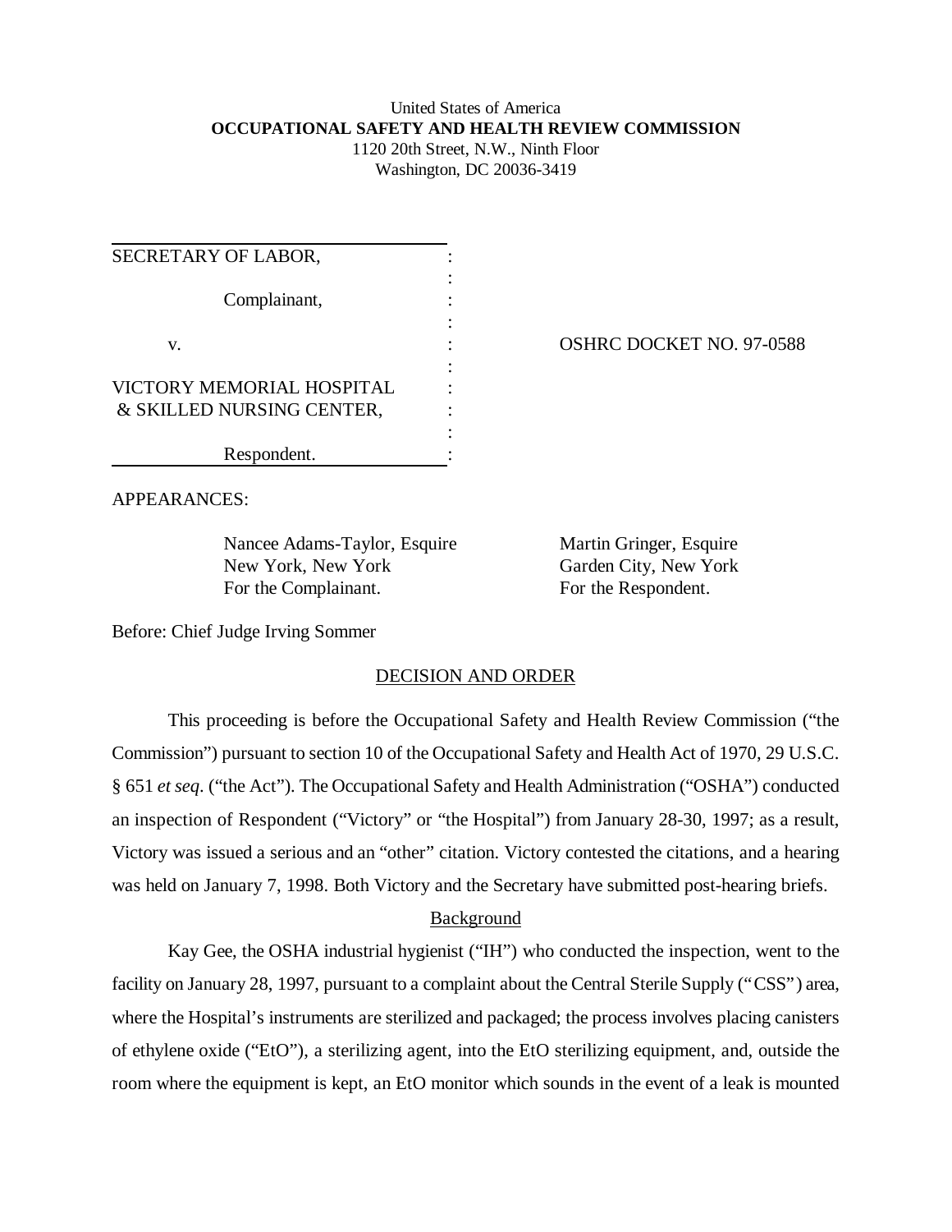United States of America
**OCCUPATIONAL SAFETY AND HEALTH REVIEW COMMISSION**
1120 20th Street, N.W., Ninth Floor
Washington, DC 20036-3419

| | |
|---|---|
| SECRETARY OF LABOR, Complainant, v. VICTORY MEMORIAL HOSPITAL & SKILLED NURSING CENTER, Respondent. | OSHRC DOCKET NO. 97-0588 |

APPEARANCES:

Nancee Adams-Taylor, Esquire
New York, New York
For the Complainant.

Martin Gringer, Esquire
Garden City, New York
For the Respondent.

Before: Chief Judge Irving Sommer

## DECISION AND ORDER

This proceeding is before the Occupational Safety and Health Review Commission ("the Commission") pursuant to section 10 of the Occupational Safety and Health Act of 1970, 29 U.S.C. § 651 *et seq*. ("the Act"). The Occupational Safety and Health Administration ("OSHA") conducted an inspection of Respondent ("Victory" or "the Hospital") from January 28-30, 1997; as a result, Victory was issued a serious and an "other" citation. Victory contested the citations, and a hearing was held on January 7, 1998. Both Victory and the Secretary have submitted post-hearing briefs.

### Background

Kay Gee, the OSHA industrial hygienist ("IH") who conducted the inspection, went to the facility on January 28, 1997, pursuant to a complaint about the Central Sterile Supply ("CSS") area, where the Hospital's instruments are sterilized and packaged; the process involves placing canisters of ethylene oxide ("EtO"), a sterilizing agent, into the EtO sterilizing equipment, and, outside the room where the equipment is kept, an EtO monitor which sounds in the event of a leak is mounted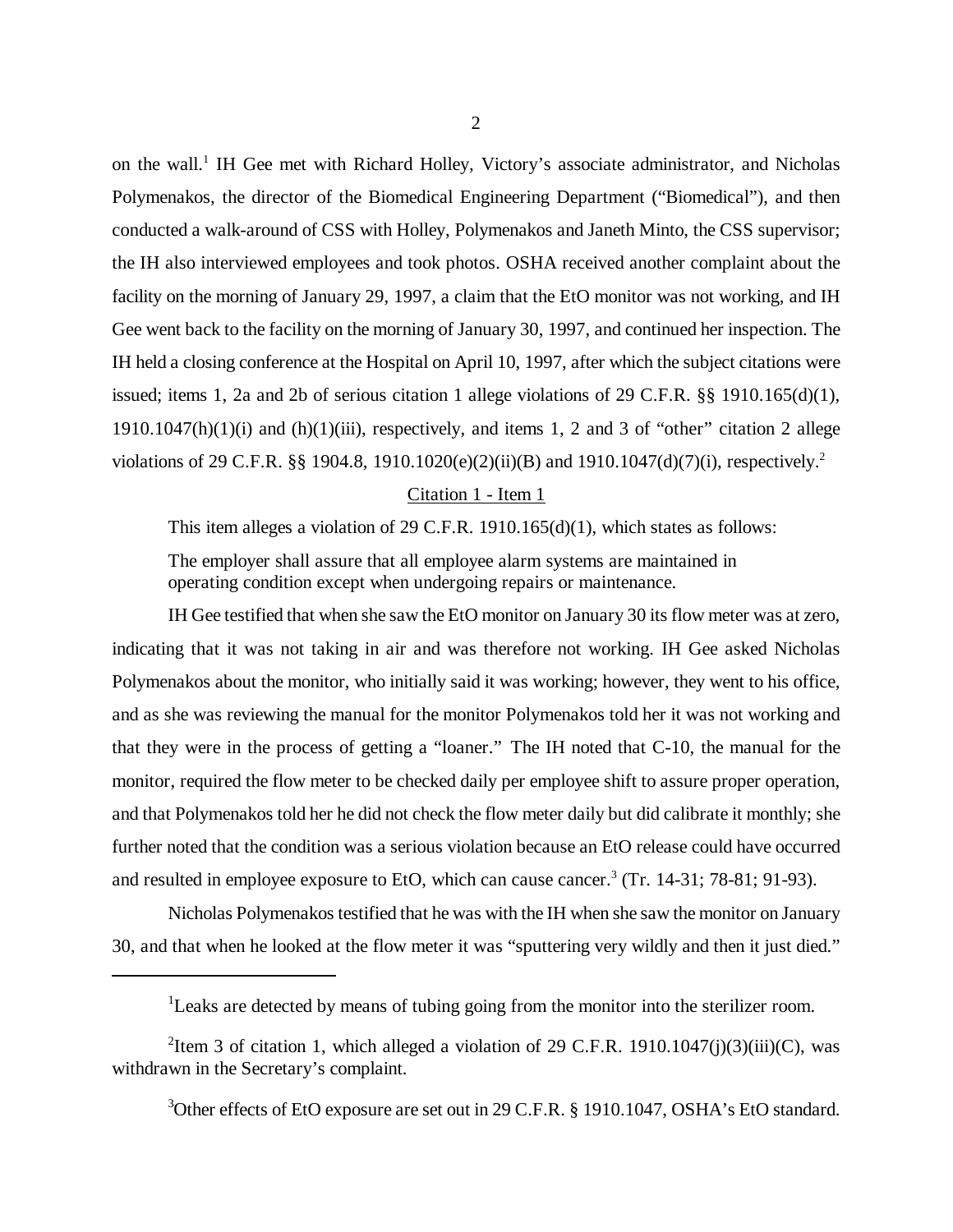on the wall.[1] IH Gee met with Richard Holley, Victory's associate administrator, and Nicholas Polymenakos, the director of the Biomedical Engineering Department ("Biomedical"), and then conducted a walk-around of CSS with Holley, Polymenakos and Janeth Minto, the CSS supervisor; the IH also interviewed employees and took photos. OSHA received another complaint about the facility on the morning of January 29, 1997, a claim that the EtO monitor was not working, and IH Gee went back to the facility on the morning of January 30, 1997, and continued her inspection. The IH held a closing conference at the Hospital on April 10, 1997, after which the subject citations were issued; items 1, 2a and 2b of serious citation 1 allege violations of 29 C.F.R. §§ 1910.165(d)(1), 1910.1047(h)(1)(i) and (h)(1)(iii), respectively, and items 1, 2 and 3 of "other" citation 2 allege violations of 29 C.F.R. §§ 1904.8, 1910.1020(e)(2)(ii)(B) and 1910.1047(d)(7)(i), respectively.[2]

<u>Citation 1 - Item 1</u>

This item alleges a violation of 29 C.F.R. 1910.165(d)(1), which states as follows:

> The employer shall assure that all employee alarm systems are maintained in operating condition except when undergoing repairs or maintenance.

IH Gee testified that when she saw the EtO monitor on January 30 its flow meter was at zero, indicating that it was not taking in air and was therefore not working. IH Gee asked Nicholas Polymenakos about the monitor, who initially said it was working; however, they went to his office, and as she was reviewing the manual for the monitor Polymenakos told her it was not working and that they were in the process of getting a "loaner." The IH noted that C-10, the manual for the monitor, required the flow meter to be checked daily per employee shift to assure proper operation, and that Polymenakos told her he did not check the flow meter daily but did calibrate it monthly; she further noted that the condition was a serious violation because an EtO release could have occurred and resulted in employee exposure to EtO, which can cause cancer.[3] (Tr. 14-31; 78-81; 91-93).

Nicholas Polymenakos testified that he was with the IH when she saw the monitor on January 30, and that when he looked at the flow meter it was "sputtering very wildly and then it just died."

---

[1]Leaks are detected by means of tubing going from the monitor into the sterilizer room.

[2]Item 3 of citation 1, which alleged a violation of 29 C.F.R. 1910.1047(j)(3)(iii)(C), was withdrawn in the Secretary's complaint.

[3]Other effects of EtO exposure are set out in 29 C.F.R. § 1910.1047, OSHA's EtO standard.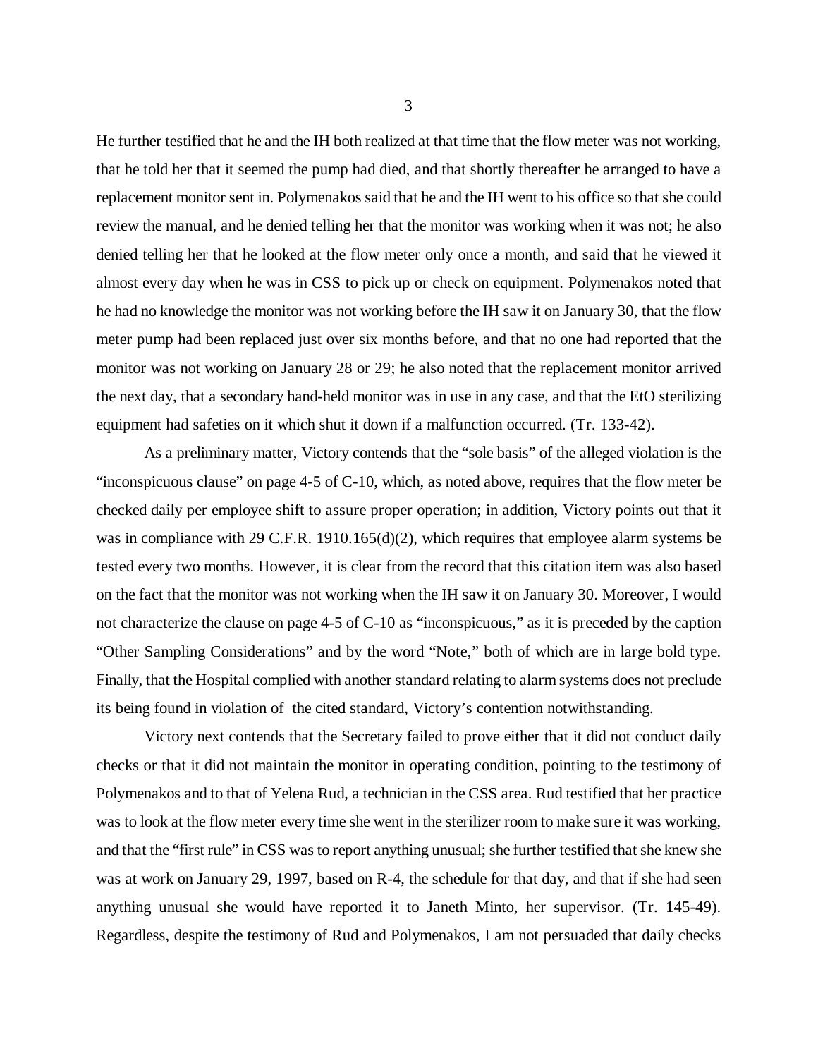He further testified that he and the IH both realized at that time that the flow meter was not working, that he told her that it seemed the pump had died, and that shortly thereafter he arranged to have a replacement monitor sent in. Polymenakos said that he and the IH went to his office so that she could review the manual, and he denied telling her that the monitor was working when it was not; he also denied telling her that he looked at the flow meter only once a month, and said that he viewed it almost every day when he was in CSS to pick up or check on equipment. Polymenakos noted that he had no knowledge the monitor was not working before the IH saw it on January 30, that the flow meter pump had been replaced just over six months before, and that no one had reported that the monitor was not working on January 28 or 29; he also noted that the replacement monitor arrived the next day, that a secondary hand-held monitor was in use in any case, and that the EtO sterilizing equipment had safeties on it which shut it down if a malfunction occurred. (Tr. 133-42).

As a preliminary matter, Victory contends that the "sole basis" of the alleged violation is the "inconspicuous clause" on page 4-5 of C-10, which, as noted above, requires that the flow meter be checked daily per employee shift to assure proper operation; in addition, Victory points out that it was in compliance with 29 C.F.R. 1910.165(d)(2), which requires that employee alarm systems be tested every two months. However, it is clear from the record that this citation item was also based on the fact that the monitor was not working when the IH saw it on January 30. Moreover, I would not characterize the clause on page 4-5 of C-10 as "inconspicuous," as it is preceded by the caption "Other Sampling Considerations" and by the word "Note," both of which are in large bold type. Finally, that the Hospital complied with another standard relating to alarm systems does not preclude its being found in violation of the cited standard, Victory's contention notwithstanding.

Victory next contends that the Secretary failed to prove either that it did not conduct daily checks or that it did not maintain the monitor in operating condition, pointing to the testimony of Polymenakos and to that of Yelena Rud, a technician in the CSS area. Rud testified that her practice was to look at the flow meter every time she went in the sterilizer room to make sure it was working, and that the "first rule" in CSS was to report anything unusual; she further testified that she knew she was at work on January 29, 1997, based on R-4, the schedule for that day, and that if she had seen anything unusual she would have reported it to Janeth Minto, her supervisor. (Tr. 145-49). Regardless, despite the testimony of Rud and Polymenakos, I am not persuaded that daily checks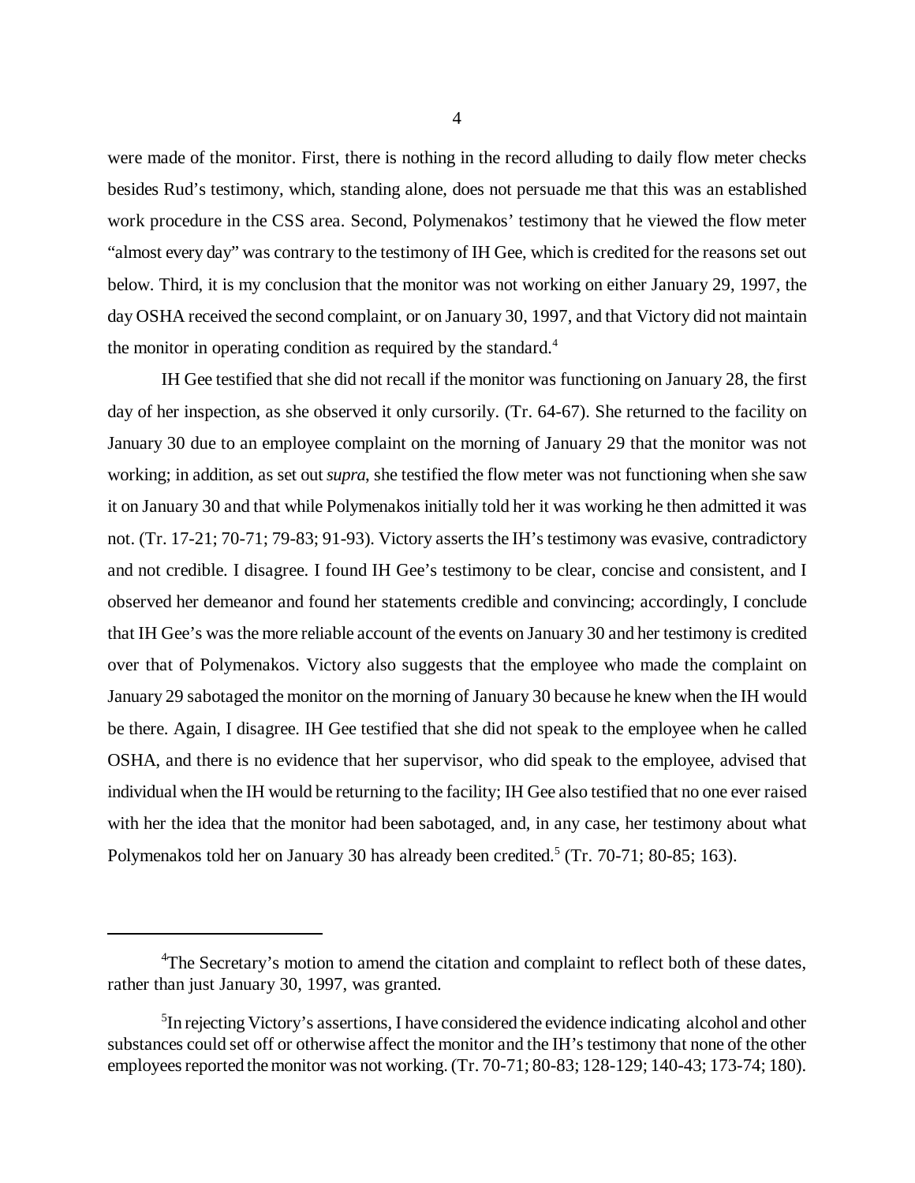were made of the monitor. First, there is nothing in the record alluding to daily flow meter checks besides Rud's testimony, which, standing alone, does not persuade me that this was an established work procedure in the CSS area. Second, Polymenakos' testimony that he viewed the flow meter "almost every day" was contrary to the testimony of IH Gee, which is credited for the reasons set out below. Third, it is my conclusion that the monitor was not working on either January 29, 1997, the day OSHA received the second complaint, or on January 30, 1997, and that Victory did not maintain the monitor in operating condition as required by the standard.[4]

IH Gee testified that she did not recall if the monitor was functioning on January 28, the first day of her inspection, as she observed it only cursorily. (Tr. 64-67). She returned to the facility on January 30 due to an employee complaint on the morning of January 29 that the monitor was not working; in addition, as set out *supra*, she testified the flow meter was not functioning when she saw it on January 30 and that while Polymenakos initially told her it was working he then admitted it was not. (Tr. 17-21; 70-71; 79-83; 91-93). Victory asserts the IH's testimony was evasive, contradictory and not credible. I disagree. I found IH Gee's testimony to be clear, concise and consistent, and I observed her demeanor and found her statements credible and convincing; accordingly, I conclude that IH Gee's was the more reliable account of the events on January 30 and her testimony is credited over that of Polymenakos. Victory also suggests that the employee who made the complaint on January 29 sabotaged the monitor on the morning of January 30 because he knew when the IH would be there. Again, I disagree. IH Gee testified that she did not speak to the employee when he called OSHA, and there is no evidence that her supervisor, who did speak to the employee, advised that individual when the IH would be returning to the facility; IH Gee also testified that no one ever raised with her the idea that the monitor had been sabotaged, and, in any case, her testimony about what Polymenakos told her on January 30 has already been credited.[5] (Tr. 70-71; 80-85; 163).

---

[4]The Secretary's motion to amend the citation and complaint to reflect both of these dates, rather than just January 30, 1997, was granted.

[5]In rejecting Victory's assertions, I have considered the evidence indicating alcohol and other substances could set off or otherwise affect the monitor and the IH's testimony that none of the other employees reported the monitor was not working. (Tr. 70-71; 80-83; 128-129; 140-43; 173-74; 180).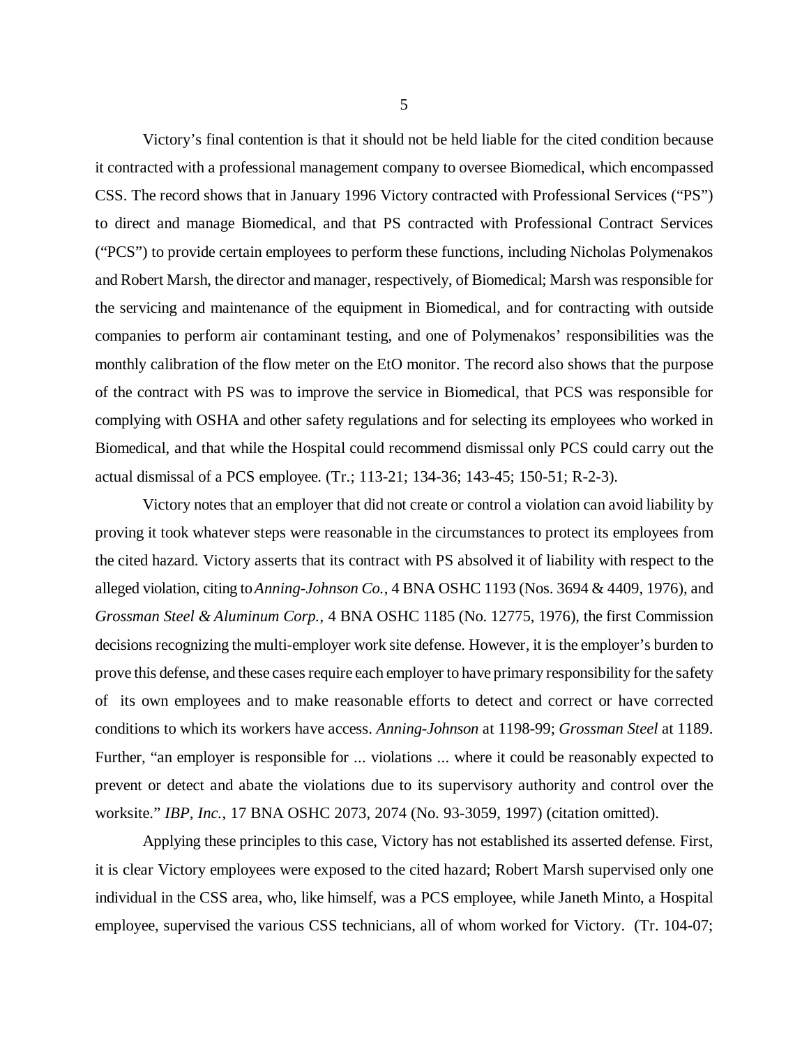Victory's final contention is that it should not be held liable for the cited condition because it contracted with a professional management company to oversee Biomedical, which encompassed CSS. The record shows that in January 1996 Victory contracted with Professional Services ("PS") to direct and manage Biomedical, and that PS contracted with Professional Contract Services ("PCS") to provide certain employees to perform these functions, including Nicholas Polymenakos and Robert Marsh, the director and manager, respectively, of Biomedical; Marsh was responsible for the servicing and maintenance of the equipment in Biomedical, and for contracting with outside companies to perform air contaminant testing, and one of Polymenakos' responsibilities was the monthly calibration of the flow meter on the EtO monitor. The record also shows that the purpose of the contract with PS was to improve the service in Biomedical, that PCS was responsible for complying with OSHA and other safety regulations and for selecting its employees who worked in Biomedical, and that while the Hospital could recommend dismissal only PCS could carry out the actual dismissal of a PCS employee. (Tr.; 113-21; 134-36; 143-45; 150-51; R-2-3).

Victory notes that an employer that did not create or control a violation can avoid liability by proving it took whatever steps were reasonable in the circumstances to protect its employees from the cited hazard. Victory asserts that its contract with PS absolved it of liability with respect to the alleged violation, citing to *Anning-Johnson Co.*, 4 BNA OSHC 1193 (Nos. 3694 & 4409, 1976), and *Grossman Steel & Aluminum Corp.*, 4 BNA OSHC 1185 (No. 12775, 1976), the first Commission decisions recognizing the multi-employer work site defense. However, it is the employer's burden to prove this defense, and these cases require each employer to have primary responsibility for the safety of its own employees and to make reasonable efforts to detect and correct or have corrected conditions to which its workers have access. *Anning-Johnson* at 1198-99; *Grossman Steel* at 1189. Further, "an employer is responsible for ... violations ... where it could be reasonably expected to prevent or detect and abate the violations due to its supervisory authority and control over the worksite." *IBP, Inc.*, 17 BNA OSHC 2073, 2074 (No. 93-3059, 1997) (citation omitted).

Applying these principles to this case, Victory has not established its asserted defense. First, it is clear Victory employees were exposed to the cited hazard; Robert Marsh supervised only one individual in the CSS area, who, like himself, was a PCS employee, while Janeth Minto, a Hospital employee, supervised the various CSS technicians, all of whom worked for Victory. (Tr. 104-07;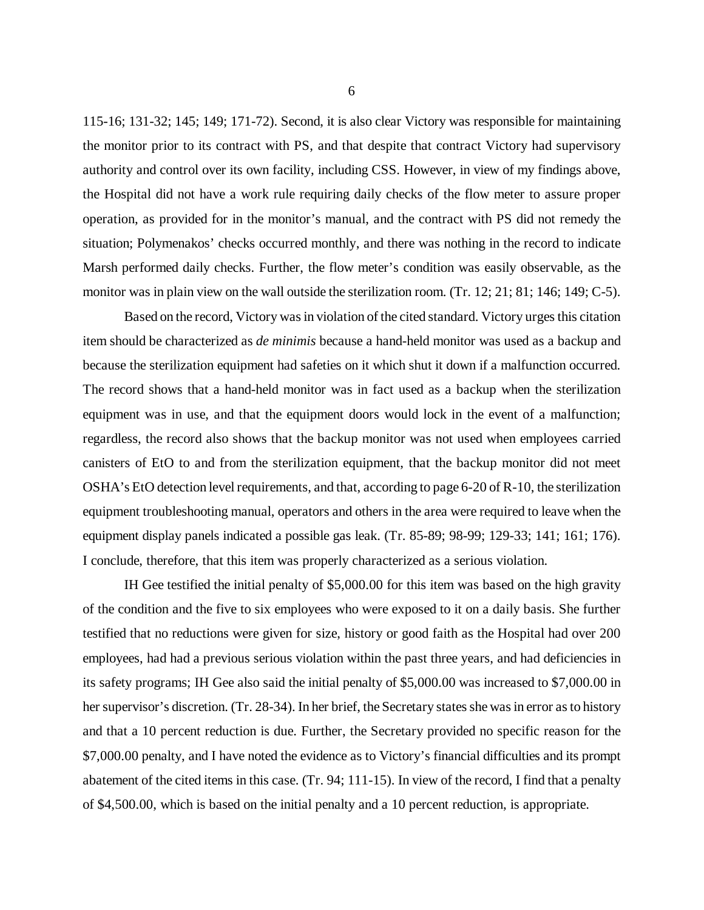115-16; 131-32; 145; 149; 171-72). Second, it is also clear Victory was responsible for maintaining the monitor prior to its contract with PS, and that despite that contract Victory had supervisory authority and control over its own facility, including CSS. However, in view of my findings above, the Hospital did not have a work rule requiring daily checks of the flow meter to assure proper operation, as provided for in the monitor's manual, and the contract with PS did not remedy the situation; Polymenakos' checks occurred monthly, and there was nothing in the record to indicate Marsh performed daily checks. Further, the flow meter's condition was easily observable, as the monitor was in plain view on the wall outside the sterilization room. (Tr. 12; 21; 81; 146; 149; C-5).

Based on the record, Victory was in violation of the cited standard. Victory urges this citation item should be characterized as *de minimis* because a hand-held monitor was used as a backup and because the sterilization equipment had safeties on it which shut it down if a malfunction occurred. The record shows that a hand-held monitor was in fact used as a backup when the sterilization equipment was in use, and that the equipment doors would lock in the event of a malfunction; regardless, the record also shows that the backup monitor was not used when employees carried canisters of EtO to and from the sterilization equipment, that the backup monitor did not meet OSHA's EtO detection level requirements, and that, according to page 6-20 of R-10, the sterilization equipment troubleshooting manual, operators and others in the area were required to leave when the equipment display panels indicated a possible gas leak. (Tr. 85-89; 98-99; 129-33; 141; 161; 176). I conclude, therefore, that this item was properly characterized as a serious violation.

IH Gee testified the initial penalty of $5,000.00 for this item was based on the high gravity of the condition and the five to six employees who were exposed to it on a daily basis. She further testified that no reductions were given for size, history or good faith as the Hospital had over 200 employees, had had a previous serious violation within the past three years, and had deficiencies in its safety programs; IH Gee also said the initial penalty of $5,000.00 was increased to $7,000.00 in her supervisor's discretion. (Tr. 28-34). In her brief, the Secretary states she was in error as to history and that a 10 percent reduction is due. Further, the Secretary provided no specific reason for the $7,000.00 penalty, and I have noted the evidence as to Victory's financial difficulties and its prompt abatement of the cited items in this case. (Tr. 94; 111-15). In view of the record, I find that a penalty of $4,500.00, which is based on the initial penalty and a 10 percent reduction, is appropriate.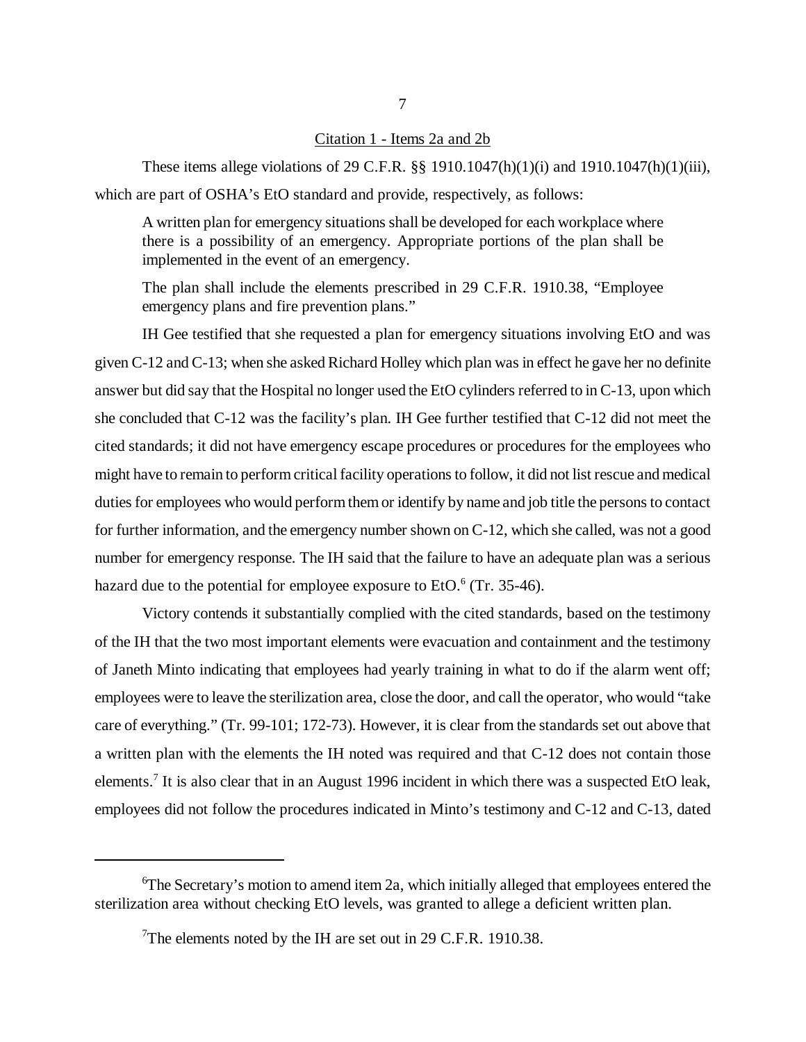Citation 1 - Items 2a and 2b

These items allege violations of 29 C.F.R. §§ 1910.1047(h)(1)(i) and 1910.1047(h)(1)(iii), which are part of OSHA's EtO standard and provide, respectively, as follows:

> A written plan for emergency situations shall be developed for each workplace where there is a possibility of an emergency. Appropriate portions of the plan shall be implemented in the event of an emergency.
>
> The plan shall include the elements prescribed in 29 C.F.R. 1910.38, "Employee emergency plans and fire prevention plans."

IH Gee testified that she requested a plan for emergency situations involving EtO and was given C-12 and C-13; when she asked Richard Holley which plan was in effect he gave her no definite answer but did say that the Hospital no longer used the EtO cylinders referred to in C-13, upon which she concluded that C-12 was the facility's plan. IH Gee further testified that C-12 did not meet the cited standards; it did not have emergency escape procedures or procedures for the employees who might have to remain to perform critical facility operations to follow, it did not list rescue and medical duties for employees who would perform them or identify by name and job title the persons to contact for further information, and the emergency number shown on C-12, which she called, was not a good number for emergency response. The IH said that the failure to have an adequate plan was a serious hazard due to the potential for employee exposure to EtO.[6] (Tr. 35-46).

Victory contends it substantially complied with the cited standards, based on the testimony of the IH that the two most important elements were evacuation and containment and the testimony of Janeth Minto indicating that employees had yearly training in what to do if the alarm went off; employees were to leave the sterilization area, close the door, and call the operator, who would "take care of everything." (Tr. 99-101; 172-73). However, it is clear from the standards set out above that a written plan with the elements the IH noted was required and that C-12 does not contain those elements.[7] It is also clear that in an August 1996 incident in which there was a suspected EtO leak, employees did not follow the procedures indicated in Minto's testimony and C-12 and C-13, dated

---

[6]The Secretary's motion to amend item 2a, which initially alleged that employees entered the sterilization area without checking EtO levels, was granted to allege a deficient written plan.

[7]The elements noted by the IH are set out in 29 C.F.R. 1910.38.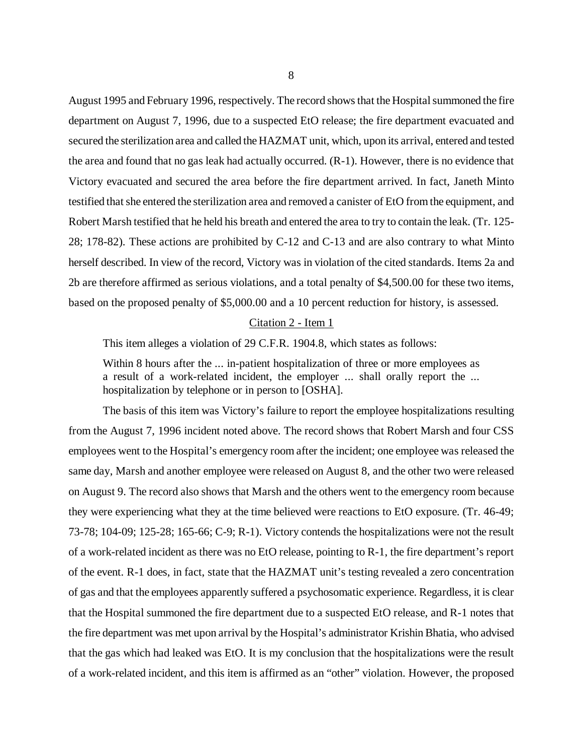August 1995 and February 1996, respectively. The record shows that the Hospital summoned the fire department on August 7, 1996, due to a suspected EtO release; the fire department evacuated and secured the sterilization area and called the HAZMAT unit, which, upon its arrival, entered and tested the area and found that no gas leak had actually occurred. (R-1). However, there is no evidence that Victory evacuated and secured the area before the fire department arrived. In fact, Janeth Minto testified that she entered the sterilization area and removed a canister of EtO from the equipment, and Robert Marsh testified that he held his breath and entered the area to try to contain the leak. (Tr. 125-28; 178-82). These actions are prohibited by C-12 and C-13 and are also contrary to what Minto herself described. In view of the record, Victory was in violation of the cited standards. Items 2a and 2b are therefore affirmed as serious violations, and a total penalty of $4,500.00 for these two items, based on the proposed penalty of $5,000.00 and a 10 percent reduction for history, is assessed.

<u>Citation 2 - Item 1</u>

This item alleges a violation of 29 C.F.R. 1904.8, which states as follows:

> Within 8 hours after the ... in-patient hospitalization of three or more employees as a result of a work-related incident, the employer ... shall orally report the ... hospitalization by telephone or in person to [OSHA].

The basis of this item was Victory's failure to report the employee hospitalizations resulting from the August 7, 1996 incident noted above. The record shows that Robert Marsh and four CSS employees went to the Hospital's emergency room after the incident; one employee was released the same day, Marsh and another employee were released on August 8, and the other two were released on August 9. The record also shows that Marsh and the others went to the emergency room because they were experiencing what they at the time believed were reactions to EtO exposure. (Tr. 46-49; 73-78; 104-09; 125-28; 165-66; C-9; R-1). Victory contends the hospitalizations were not the result of a work-related incident as there was no EtO release, pointing to R-1, the fire department's report of the event. R-1 does, in fact, state that the HAZMAT unit's testing revealed a zero concentration of gas and that the employees apparently suffered a psychosomatic experience. Regardless, it is clear that the Hospital summoned the fire department due to a suspected EtO release, and R-1 notes that the fire department was met upon arrival by the Hospital's administrator Krishin Bhatia, who advised that the gas which had leaked was EtO. It is my conclusion that the hospitalizations were the result of a work-related incident, and this item is affirmed as an "other" violation. However, the proposed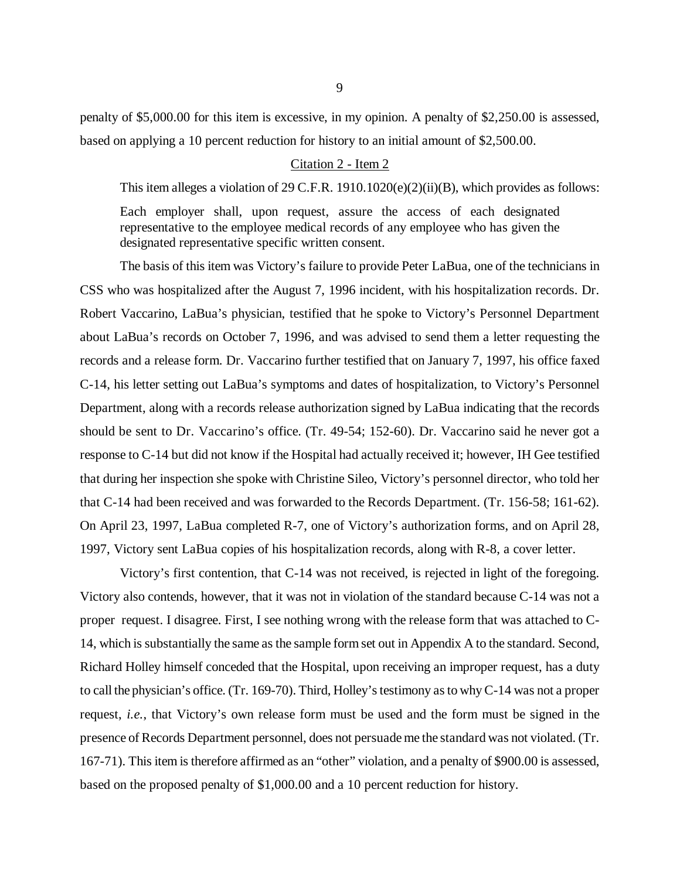penalty of $5,000.00 for this item is excessive, in my opinion. A penalty of $2,250.00 is assessed, based on applying a 10 percent reduction for history to an initial amount of $2,500.00.

## Citation 2 - Item 2

This item alleges a violation of 29 C.F.R. 1910.1020(e)(2)(ii)(B), which provides as follows:

> Each employer shall, upon request, assure the access of each designated representative to the employee medical records of any employee who has given the designated representative specific written consent.

The basis of this item was Victory's failure to provide Peter LaBua, one of the technicians in CSS who was hospitalized after the August 7, 1996 incident, with his hospitalization records. Dr. Robert Vaccarino, LaBua's physician, testified that he spoke to Victory's Personnel Department about LaBua's records on October 7, 1996, and was advised to send them a letter requesting the records and a release form. Dr. Vaccarino further testified that on January 7, 1997, his office faxed C-14, his letter setting out LaBua's symptoms and dates of hospitalization, to Victory's Personnel Department, along with a records release authorization signed by LaBua indicating that the records should be sent to Dr. Vaccarino's office. (Tr. 49-54; 152-60). Dr. Vaccarino said he never got a response to C-14 but did not know if the Hospital had actually received it; however, IH Gee testified that during her inspection she spoke with Christine Sileo, Victory's personnel director, who told her that C-14 had been received and was forwarded to the Records Department. (Tr. 156-58; 161-62). On April 23, 1997, LaBua completed R-7, one of Victory's authorization forms, and on April 28, 1997, Victory sent LaBua copies of his hospitalization records, along with R-8, a cover letter.

Victory's first contention, that C-14 was not received, is rejected in light of the foregoing. Victory also contends, however, that it was not in violation of the standard because C-14 was not a proper request. I disagree. First, I see nothing wrong with the release form that was attached to C-14, which is substantially the same as the sample form set out in Appendix A to the standard. Second, Richard Holley himself conceded that the Hospital, upon receiving an improper request, has a duty to call the physician's office. (Tr. 169-70). Third, Holley's testimony as to why C-14 was not a proper request, *i.e.*, that Victory's own release form must be used and the form must be signed in the presence of Records Department personnel, does not persuade me the standard was not violated. (Tr. 167-71). This item is therefore affirmed as an "other" violation, and a penalty of $900.00 is assessed, based on the proposed penalty of $1,000.00 and a 10 percent reduction for history.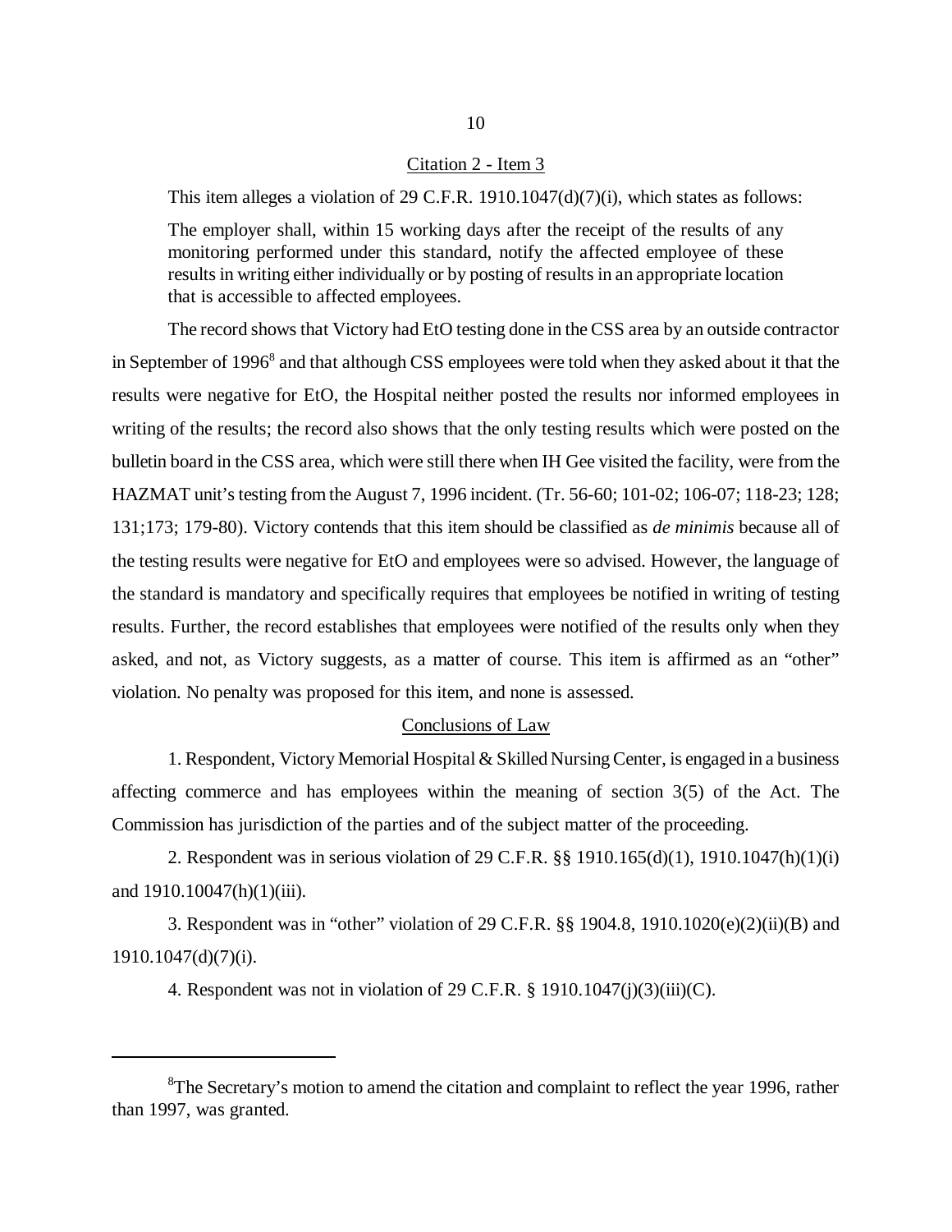## Citation 2 - Item 3

This item alleges a violation of 29 C.F.R. 1910.1047(d)(7)(i), which states as follows:

> The employer shall, within 15 working days after the receipt of the results of any monitoring performed under this standard, notify the affected employee of these results in writing either individually or by posting of results in an appropriate location that is accessible to affected employees.

The record shows that Victory had EtO testing done in the CSS area by an outside contractor in September of 1996[8] and that although CSS employees were told when they asked about it that the results were negative for EtO, the Hospital neither posted the results nor informed employees in writing of the results; the record also shows that the only testing results which were posted on the bulletin board in the CSS area, which were still there when IH Gee visited the facility, were from the HAZMAT unit's testing from the August 7, 1996 incident. (Tr. 56-60; 101-02; 106-07; 118-23; 128; 131;173; 179-80). Victory contends that this item should be classified as *de minimis* because all of the testing results were negative for EtO and employees were so advised. However, the language of the standard is mandatory and specifically requires that employees be notified in writing of testing results. Further, the record establishes that employees were notified of the results only when they asked, and not, as Victory suggests, as a matter of course. This item is affirmed as an "other" violation. No penalty was proposed for this item, and none is assessed.

## Conclusions of Law

1. Respondent, Victory Memorial Hospital & Skilled Nursing Center, is engaged in a business affecting commerce and has employees within the meaning of section 3(5) of the Act. The Commission has jurisdiction of the parties and of the subject matter of the proceeding.

2. Respondent was in serious violation of 29 C.F.R. §§ 1910.165(d)(1), 1910.1047(h)(1)(i) and 1910.10047(h)(1)(iii).

3. Respondent was in "other" violation of 29 C.F.R. §§ 1904.8, 1910.1020(e)(2)(ii)(B) and 1910.1047(d)(7)(i).

4. Respondent was not in violation of 29 C.F.R. § 1910.1047(j)(3)(iii)(C).

---

[8] The Secretary's motion to amend the citation and complaint to reflect the year 1996, rather than 1997, was granted.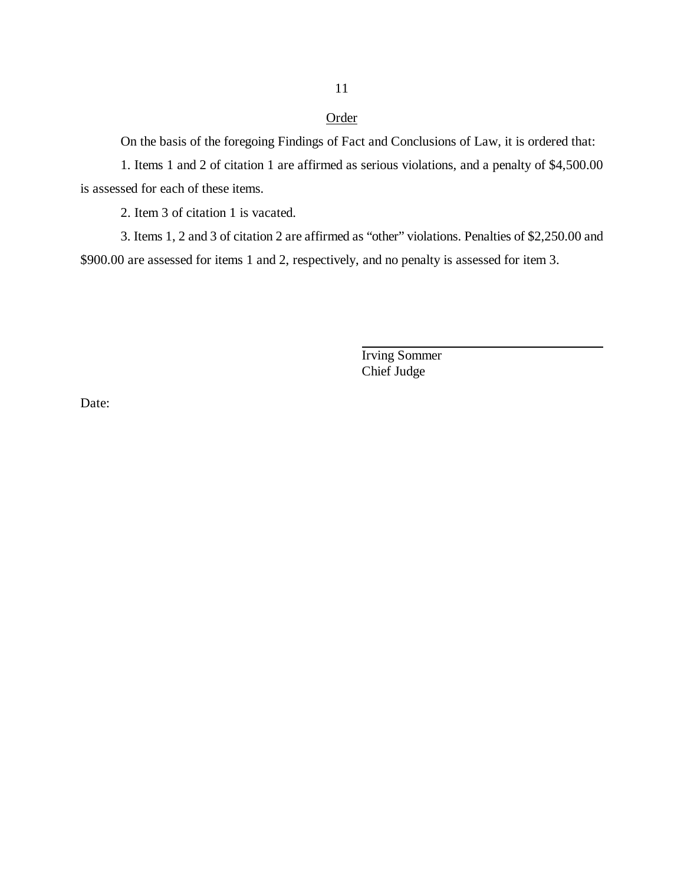## Order

On the basis of the foregoing Findings of Fact and Conclusions of Law, it is ordered that:

1. Items 1 and 2 of citation 1 are affirmed as serious violations, and a penalty of $4,500.00 is assessed for each of these items.

2. Item 3 of citation 1 is vacated.

3. Items 1, 2 and 3 of citation 2 are affirmed as "other" violations. Penalties of $2,250.00 and $900.00 are assessed for items 1 and 2, respectively, and no penalty is assessed for item 3.

Irving Sommer
Chief Judge

Date: